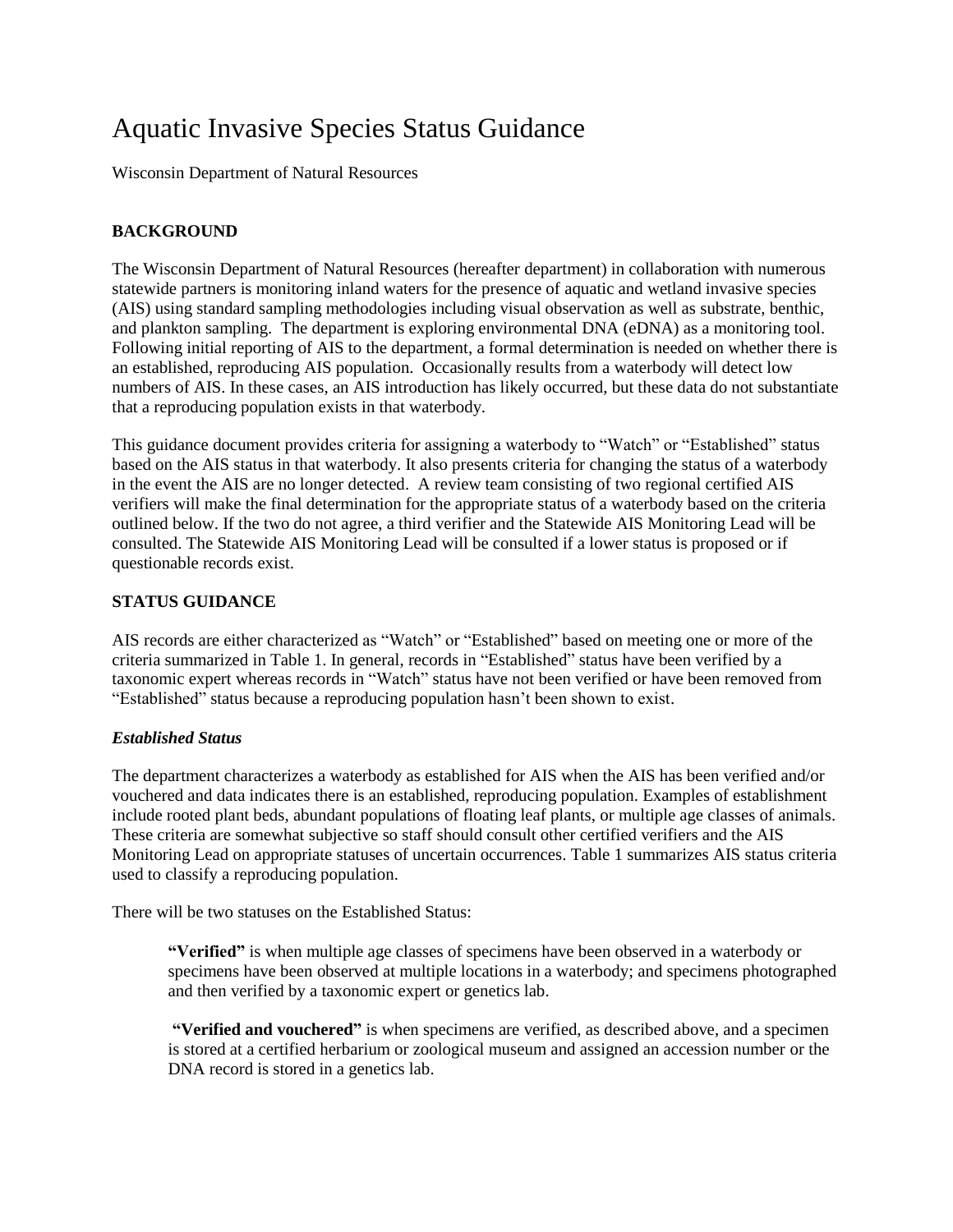# Aquatic Invasive Species Status Guidance

Wisconsin Department of Natural Resources

## BACKGROUND

The Wisconsin Department of Natural Resources (hereafter department) in collaboration with numerous statewide partners is monitoring inland waters for the presence of aquatic and wetland invasive species (AIS) using standard sampling methodologies including visual observation as well as substrate, benthic, and plankton sampling. The department is exploring environmental DNA (eDNA) as a monitoring tool. Following initial reporting of AIS to the department, a formal determination is needed on whether there is an established, reproducing AIS population. Occasionally results from a waterbody will detect low numbers of AIS. In these cases, an AIS introduction has likely occurred, but these data do not substantiate that a reproducing population exists in that waterbody.

This guidance document provides criteria for assigning a waterbody to "Watch" or "Established" status based on the AIS status in that waterbody. It also presents criteria for changing the status of a waterbody in the event the AIS are no longer detected. A review team consisting of two regional certified AIS verifiers will make the final determination for the appropriate status of a waterbody based on the criteria outlined below. If the two do not agree, a third verifier and the Statewide AIS Monitoring Lead will be consulted. The Statewide AIS Monitoring Lead will be consulted if a lower status is proposed or if questionable records exist.

## STATUS GUIDANCE

AIS records are either characterized as "Watch" or "Established" based on meeting one or more of the criteria summarized in Table 1. In general, records in "Established" status have been verified by a taxonomic expert whereas records in "Watch" status have not been verified or have been removed from "Established" status because a reproducing population hasn't been shown to exist.

### *Established Status*

The department characterizes a waterbody as established for AIS when the AIS has been verified and/or vouchered and data indicates there is an established, reproducing population. Examples of establishment include rooted plant beds, abundant populations of floating leaf plants, or multiple age classes of animals. These criteria are somewhat subjective so staff should consult other certified verifiers and the AIS Monitoring Lead on appropriate statuses of uncertain occurrences. Table 1 summarizes AIS status criteria used to classify a reproducing population.

There will be two statuses on the Established Status:

> **"Verified"** is when multiple age classes of specimens have been observed in a waterbody or specimens have been observed at multiple locations in a waterbody; and specimens photographed and then verified by a taxonomic expert or genetics lab.
>
> **"Verified and vouchered"** is when specimens are verified, as described above, and a specimen is stored at a certified herbarium or zoological museum and assigned an accession number or the DNA record is stored in a genetics lab.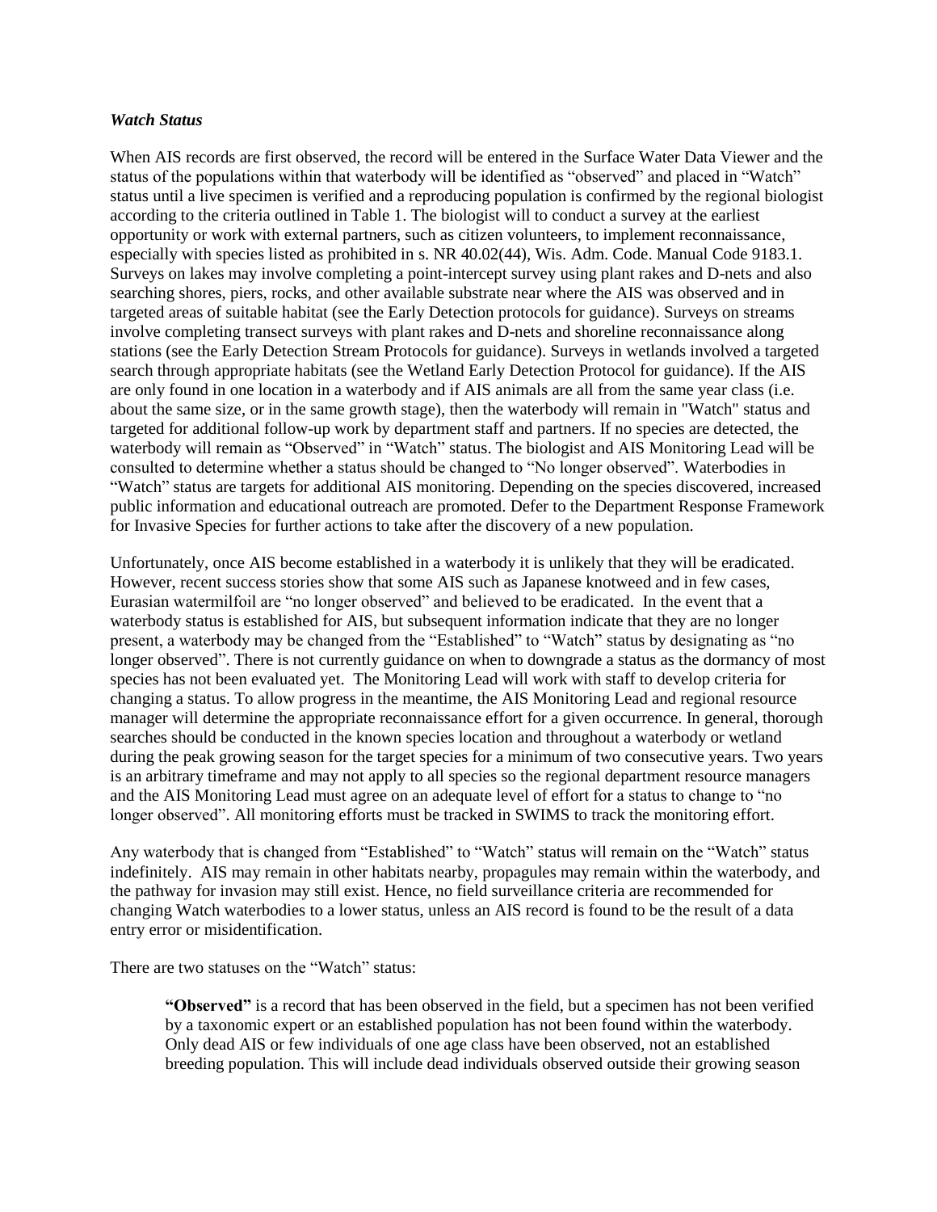### *Watch Status*

When AIS records are first observed, the record will be entered in the Surface Water Data Viewer and the status of the populations within that waterbody will be identified as "observed" and placed in "Watch" status until a live specimen is verified and a reproducing population is confirmed by the regional biologist according to the criteria outlined in Table 1. The biologist will to conduct a survey at the earliest opportunity or work with external partners, such as citizen volunteers, to implement reconnaissance, especially with species listed as prohibited in s. NR 40.02(44), Wis. Adm. Code. Manual Code 9183.1. Surveys on lakes may involve completing a point-intercept survey using plant rakes and D-nets and also searching shores, piers, rocks, and other available substrate near where the AIS was observed and in targeted areas of suitable habitat (see the Early Detection protocols for guidance). Surveys on streams involve completing transect surveys with plant rakes and D-nets and shoreline reconnaissance along stations (see the Early Detection Stream Protocols for guidance). Surveys in wetlands involved a targeted search through appropriate habitats (see the Wetland Early Detection Protocol for guidance). If the AIS are only found in one location in a waterbody and if AIS animals are all from the same year class (i.e. about the same size, or in the same growth stage), then the waterbody will remain in "Watch" status and targeted for additional follow-up work by department staff and partners. If no species are detected, the waterbody will remain as "Observed" in "Watch" status. The biologist and AIS Monitoring Lead will be consulted to determine whether a status should be changed to "No longer observed". Waterbodies in "Watch" status are targets for additional AIS monitoring. Depending on the species discovered, increased public information and educational outreach are promoted. Defer to the Department Response Framework for Invasive Species for further actions to take after the discovery of a new population.

Unfortunately, once AIS become established in a waterbody it is unlikely that they will be eradicated. However, recent success stories show that some AIS such as Japanese knotweed and in few cases, Eurasian watermilfoil are "no longer observed" and believed to be eradicated. In the event that a waterbody status is established for AIS, but subsequent information indicate that they are no longer present, a waterbody may be changed from the "Established" to "Watch" status by designating as "no longer observed". There is not currently guidance on when to downgrade a status as the dormancy of most species has not been evaluated yet. The Monitoring Lead will work with staff to develop criteria for changing a status. To allow progress in the meantime, the AIS Monitoring Lead and regional resource manager will determine the appropriate reconnaissance effort for a given occurrence. In general, thorough searches should be conducted in the known species location and throughout a waterbody or wetland during the peak growing season for the target species for a minimum of two consecutive years. Two years is an arbitrary timeframe and may not apply to all species so the regional department resource managers and the AIS Monitoring Lead must agree on an adequate level of effort for a status to change to "no longer observed". All monitoring efforts must be tracked in SWIMS to track the monitoring effort.

Any waterbody that is changed from "Established" to "Watch" status will remain on the "Watch" status indefinitely. AIS may remain in other habitats nearby, propagules may remain within the waterbody, and the pathway for invasion may still exist. Hence, no field surveillance criteria are recommended for changing Watch waterbodies to a lower status, unless an AIS record is found to be the result of a data entry error or misidentification.

There are two statuses on the "Watch" status:

> **"Observed"** is a record that has been observed in the field, but a specimen has not been verified by a taxonomic expert or an established population has not been found within the waterbody. Only dead AIS or few individuals of one age class have been observed, not an established breeding population. This will include dead individuals observed outside their growing season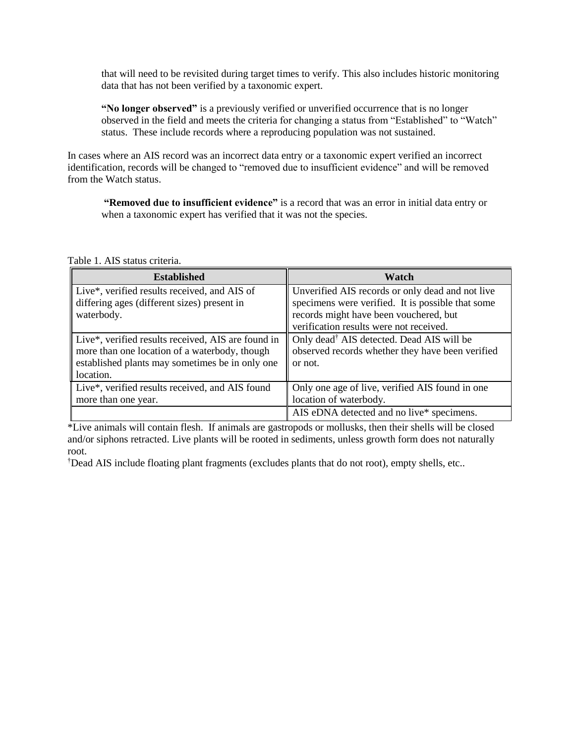that will need to be revisited during target times to verify. This also includes historic monitoring data that has not been verified by a taxonomic expert.

**"No longer observed"** is a previously verified or unverified occurrence that is no longer observed in the field and meets the criteria for changing a status from "Established" to "Watch" status. These include records where a reproducing population was not sustained.

In cases where an AIS record was an incorrect data entry or a taxonomic expert verified an incorrect identification, records will be changed to "removed due to insufficient evidence" and will be removed from the Watch status.

**"Removed due to insufficient evidence"** is a record that was an error in initial data entry or when a taxonomic expert has verified that it was not the species.

Table 1. AIS status criteria.

| Established | Watch |
|---|---|
| Live*, verified results received, and AIS of differing ages (different sizes) present in waterbody. | Unverified AIS records or only dead and not live specimens were verified. It is possible that some records might have been vouchered, but verification results were not received. |
| Live*, verified results received, AIS are found in more than one location of a waterbody, though established plants may sometimes be in only one location. | Only dead† AIS detected. Dead AIS will be observed records whether they have been verified or not. |
| Live*, verified results received, and AIS found more than one year. | Only one age of live, verified AIS found in one location of waterbody. |
| | AIS eDNA detected and no live* specimens. |

*Live animals will contain flesh. If animals are gastropods or mollusks, then their shells will be closed and/or siphons retracted. Live plants will be rooted in sediments, unless growth form does not naturally root.

†Dead AIS include floating plant fragments (excludes plants that do not root), empty shells, etc..